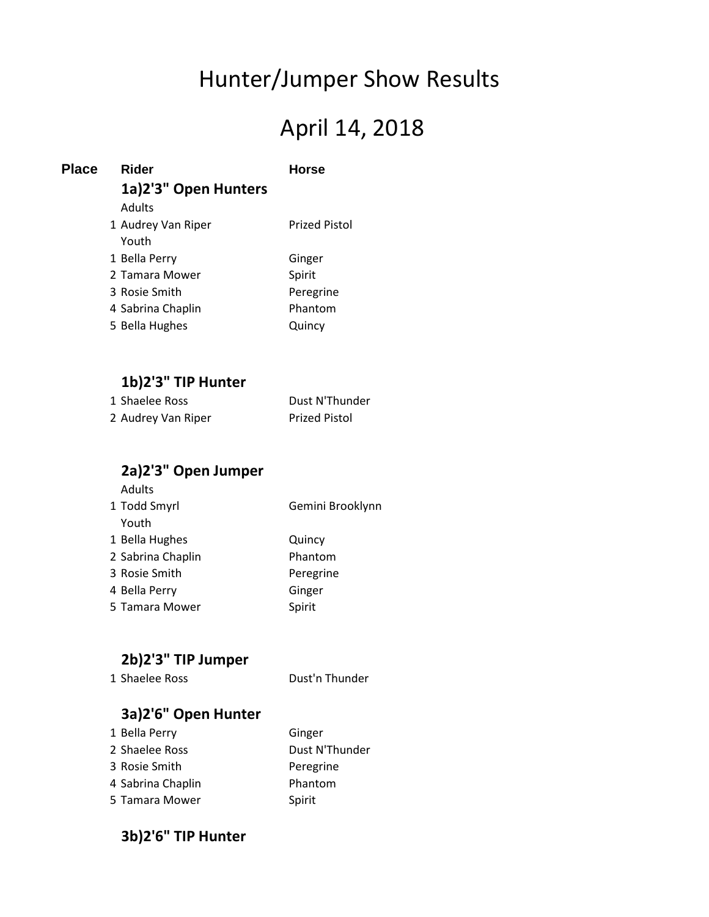# Hunter/Jumper Show Results

# April 14, 2018

| Place | Rider | Horse |
|---|---|---|
| | **1a)2'3" Open Hunters** | |
| | Adults | |
| 1 | Audrey Van Riper | Prized Pistol |
| | Youth | |
| 1 | Bella Perry | Ginger |
| 2 | Tamara Mower | Spirit |
| 3 | Rosie Smith | Peregrine |
| 4 | Sabrina Chaplin | Phantom |
| 5 | Bella Hughes | Quincy |
| | **1b)2'3" TIP Hunter** | |
| 1 | Shaelee Ross | Dust N'Thunder |
| 2 | Audrey Van Riper | Prized Pistol |
| | **2a)2'3" Open Jumper** | |
| | Adults | |
| 1 | Todd Smyrl | Gemini Brooklynn |
| | Youth | |
| 1 | Bella Hughes | Quincy |
| 2 | Sabrina Chaplin | Phantom |
| 3 | Rosie Smith | Peregrine |
| 4 | Bella Perry | Ginger |
| 5 | Tamara Mower | Spirit |
| | **2b)2'3" TIP Jumper** | |
| 1 | Shaelee Ross | Dust'n Thunder |
| | **3a)2'6" Open Hunter** | |
| 1 | Bella Perry | Ginger |
| 2 | Shaelee Ross | Dust N'Thunder |
| 3 | Rosie Smith | Peregrine |
| 4 | Sabrina Chaplin | Phantom |
| 5 | Tamara Mower | Spirit |
| | **3b)2'6" TIP Hunter** | |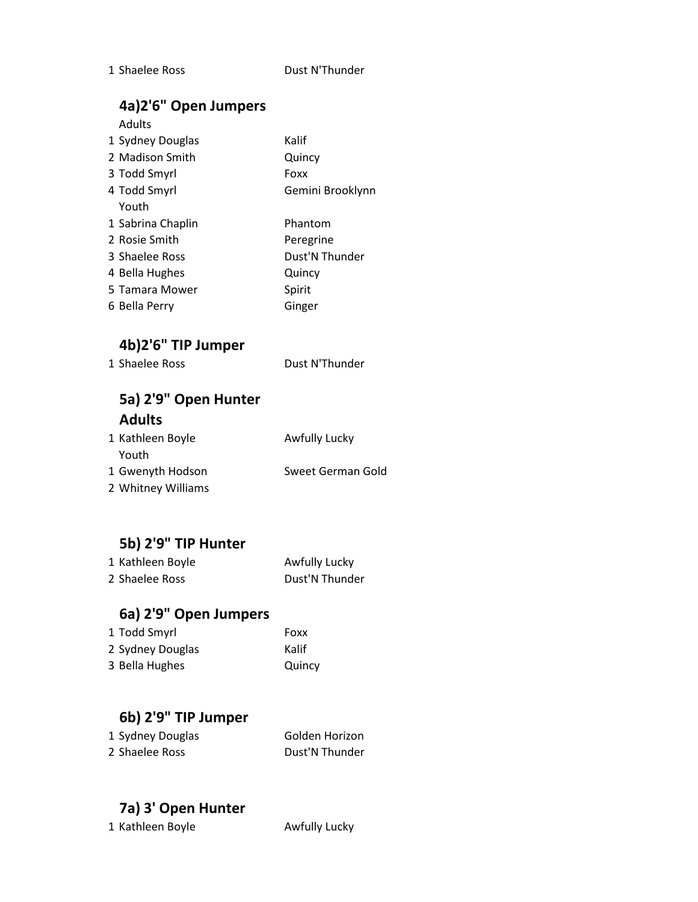| | | |
|---|---|---|
| 1 | Shaelee Ross | Dust N'Thunder |

## 4a)2'6" Open Jumpers

Adults

| | | |
|---|---|---|
| 1 | Sydney Douglas | Kalif |
| 2 | Madison Smith | Quincy |
| 3 | Todd Smyrl | Foxx |
| 4 | Todd Smyrl | Gemini Brooklynn |

Youth

| | | |
|---|---|---|
| 1 | Sabrina Chaplin | Phantom |
| 2 | Rosie Smith | Peregrine |
| 3 | Shaelee Ross | Dust'N Thunder |
| 4 | Bella Hughes | Quincy |
| 5 | Tamara Mower | Spirit |
| 6 | Bella Perry | Ginger |

## 4b)2'6" TIP Jumper

| | | |
|---|---|---|
| 1 | Shaelee Ross | Dust N'Thunder |

## 5a) 2'9" Open Hunter

**Adults**

| | | |
|---|---|---|
| 1 | Kathleen Boyle | Awfully Lucky |

Youth

| | | |
|---|---|---|
| 1 | Gwenyth Hodson | Sweet German Gold |
| 2 | Whitney Williams | |

## 5b) 2'9" TIP Hunter

| | | |
|---|---|---|
| 1 | Kathleen Boyle | Awfully Lucky |
| 2 | Shaelee Ross | Dust'N Thunder |

## 6a) 2'9" Open Jumpers

| | | |
|---|---|---|
| 1 | Todd Smyrl | Foxx |
| 2 | Sydney Douglas | Kalif |
| 3 | Bella Hughes | Quincy |

## 6b) 2'9" TIP Jumper

| | | |
|---|---|---|
| 1 | Sydney Douglas | Golden Horizon |
| 2 | Shaelee Ross | Dust'N Thunder |

## 7a) 3' Open Hunter

| | | |
|---|---|---|
| 1 | Kathleen Boyle | Awfully Lucky |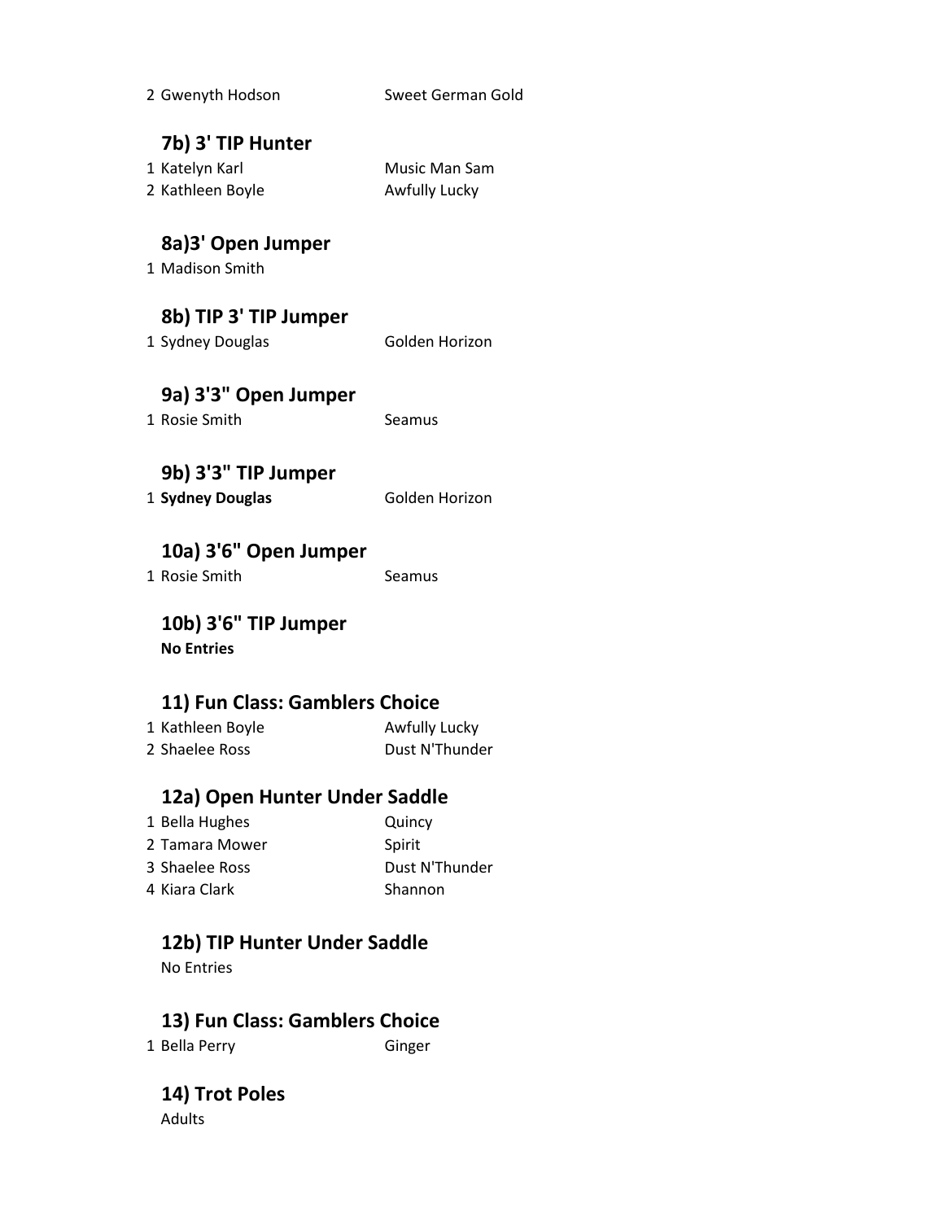2 Gwenyth Hodson Sweet German Gold

### 7b) 3' TIP Hunter

1 Katelyn Karl Music Man Sam
2 Kathleen Boyle Awfully Lucky

### 8a)3' Open Jumper

1 Madison Smith

### 8b) TIP 3' TIP Jumper

1 Sydney Douglas Golden Horizon

### 9a) 3'3" Open Jumper

1 Rosie Smith Seamus

### 9b) 3'3" TIP Jumper

1 **Sydney Douglas** Golden Horizon

### 10a) 3'6" Open Jumper

1 Rosie Smith Seamus

### 10b) 3'6" TIP Jumper

**No Entries**

### 11) Fun Class: Gamblers Choice

1 Kathleen Boyle Awfully Lucky
2 Shaelee Ross Dust N'Thunder

### 12a) Open Hunter Under Saddle

1 Bella Hughes Quincy
2 Tamara Mower Spirit
3 Shaelee Ross Dust N'Thunder
4 Kiara Clark Shannon

### 12b) TIP Hunter Under Saddle

No Entries

### 13) Fun Class: Gamblers Choice

1 Bella Perry Ginger

### 14) Trot Poles

Adults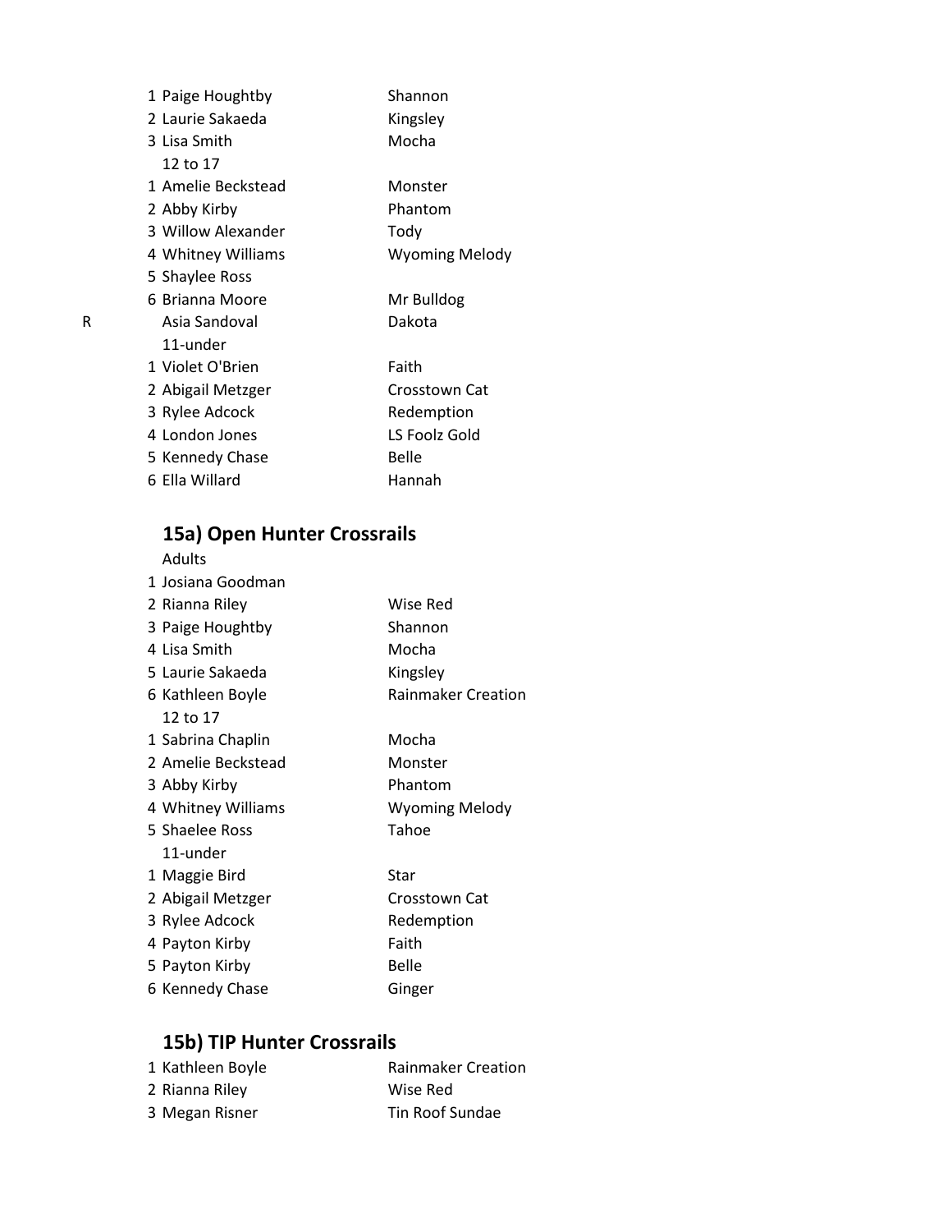| | | |
|---|---|---|
| 1 | Paige Houghtby | Shannon |
| 2 | Laurie Sakaeda | Kingsley |
| 3 | Lisa Smith | Mocha |
| | 12 to 17 | |
| 1 | Amelie Beckstead | Monster |
| 2 | Abby Kirby | Phantom |
| 3 | Willow Alexander | Tody |
| 4 | Whitney Williams | Wyoming Melody |
| 5 | Shaylee Ross | |
| 6 | Brianna Moore | Mr Bulldog |
| R | Asia Sandoval | Dakota |
| | 11-under | |
| 1 | Violet O'Brien | Faith |
| 2 | Abigail Metzger | Crosstown Cat |
| 3 | Rylee Adcock | Redemption |
| 4 | London Jones | LS Foolz Gold |
| 5 | Kennedy Chase | Belle |
| 6 | Ella Willard | Hannah |

## 15a) Open Hunter Crossrails

| | | |
|---|---|---|
| | Adults | |
| 1 | Josiana Goodman | |
| 2 | Rianna Riley | Wise Red |
| 3 | Paige Houghtby | Shannon |
| 4 | Lisa Smith | Mocha |
| 5 | Laurie Sakaeda | Kingsley |
| 6 | Kathleen Boyle | Rainmaker Creation |
| | 12 to 17 | |
| 1 | Sabrina Chaplin | Mocha |
| 2 | Amelie Beckstead | Monster |
| 3 | Abby Kirby | Phantom |
| 4 | Whitney Williams | Wyoming Melody |
| 5 | Shaelee Ross | Tahoe |
| | 11-under | |
| 1 | Maggie Bird | Star |
| 2 | Abigail Metzger | Crosstown Cat |
| 3 | Rylee Adcock | Redemption |
| 4 | Payton Kirby | Faith |
| 5 | Payton Kirby | Belle |
| 6 | Kennedy Chase | Ginger |

## 15b) TIP Hunter Crossrails

| | | |
|---|---|---|
| 1 | Kathleen Boyle | Rainmaker Creation |
| 2 | Rianna Riley | Wise Red |
| 3 | Megan Risner | Tin Roof Sundae |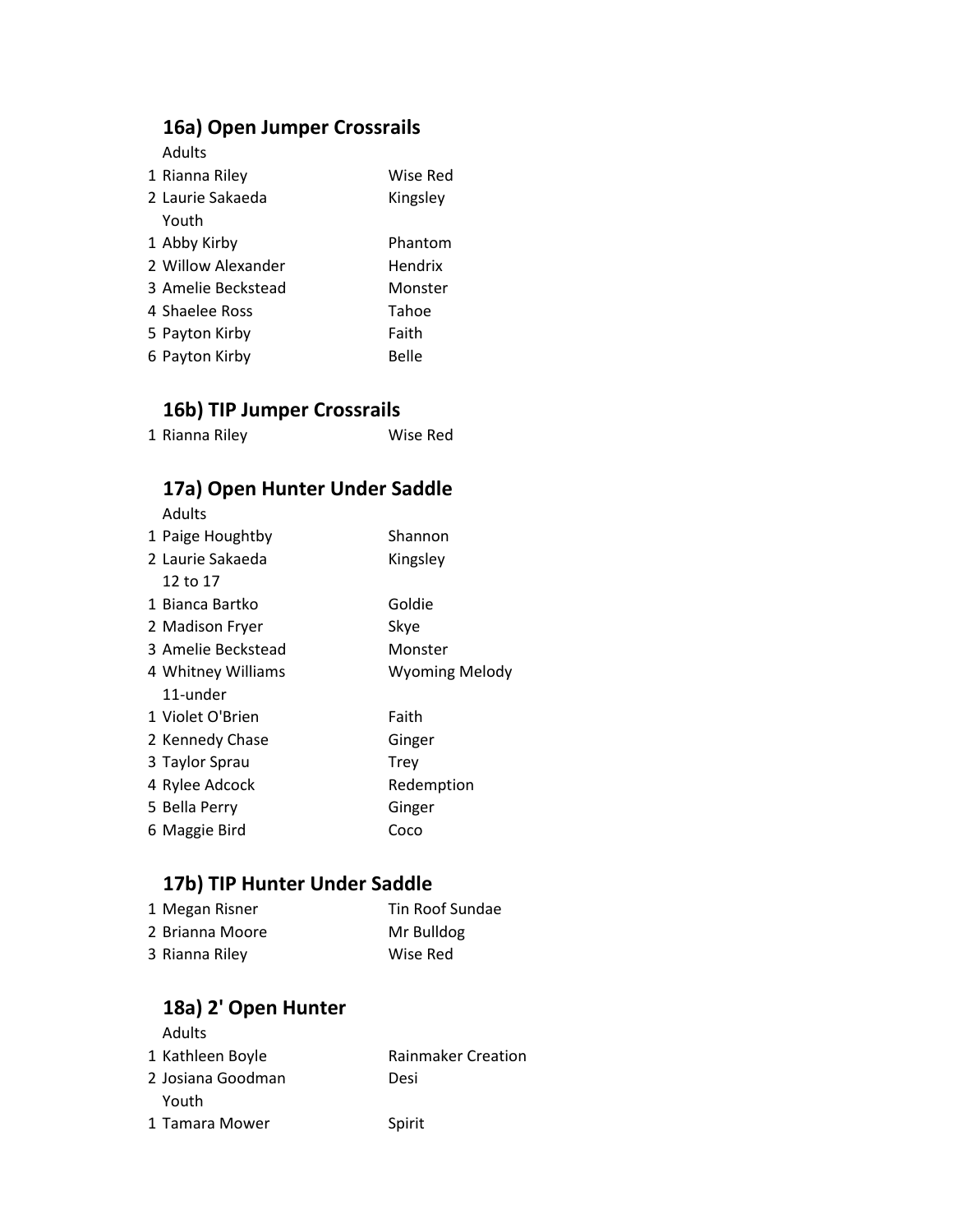## 16a) Open Jumper Crossrails

Adults

| | | |
|---|---|---|
| 1 | Rianna Riley | Wise Red |
| 2 | Laurie Sakaeda | Kingsley |

Youth

| | | |
|---|---|---|
| 1 | Abby Kirby | Phantom |
| 2 | Willow Alexander | Hendrix |
| 3 | Amelie Beckstead | Monster |
| 4 | Shaelee Ross | Tahoe |
| 5 | Payton Kirby | Faith |
| 6 | Payton Kirby | Belle |

## 16b) TIP Jumper Crossrails

| | | |
|---|---|---|
| 1 | Rianna Riley | Wise Red |

## 17a) Open Hunter Under Saddle

Adults

| | | |
|---|---|---|
| 1 | Paige Houghtby | Shannon |
| 2 | Laurie Sakaeda | Kingsley |

12 to 17

| | | |
|---|---|---|
| 1 | Bianca Bartko | Goldie |
| 2 | Madison Fryer | Skye |
| 3 | Amelie Beckstead | Monster |
| 4 | Whitney Williams | Wyoming Melody |

11-under

| | | |
|---|---|---|
| 1 | Violet O'Brien | Faith |
| 2 | Kennedy Chase | Ginger |
| 3 | Taylor Sprau | Trey |
| 4 | Rylee Adcock | Redemption |
| 5 | Bella Perry | Ginger |
| 6 | Maggie Bird | Coco |

## 17b) TIP Hunter Under Saddle

| | | |
|---|---|---|
| 1 | Megan Risner | Tin Roof Sundae |
| 2 | Brianna Moore | Mr Bulldog |
| 3 | Rianna Riley | Wise Red |

## 18a) 2' Open Hunter

Adults

| | | |
|---|---|---|
| 1 | Kathleen Boyle | Rainmaker Creation |
| 2 | Josiana Goodman | Desi |

Youth

| | | |
|---|---|---|
| 1 | Tamara Mower | Spirit |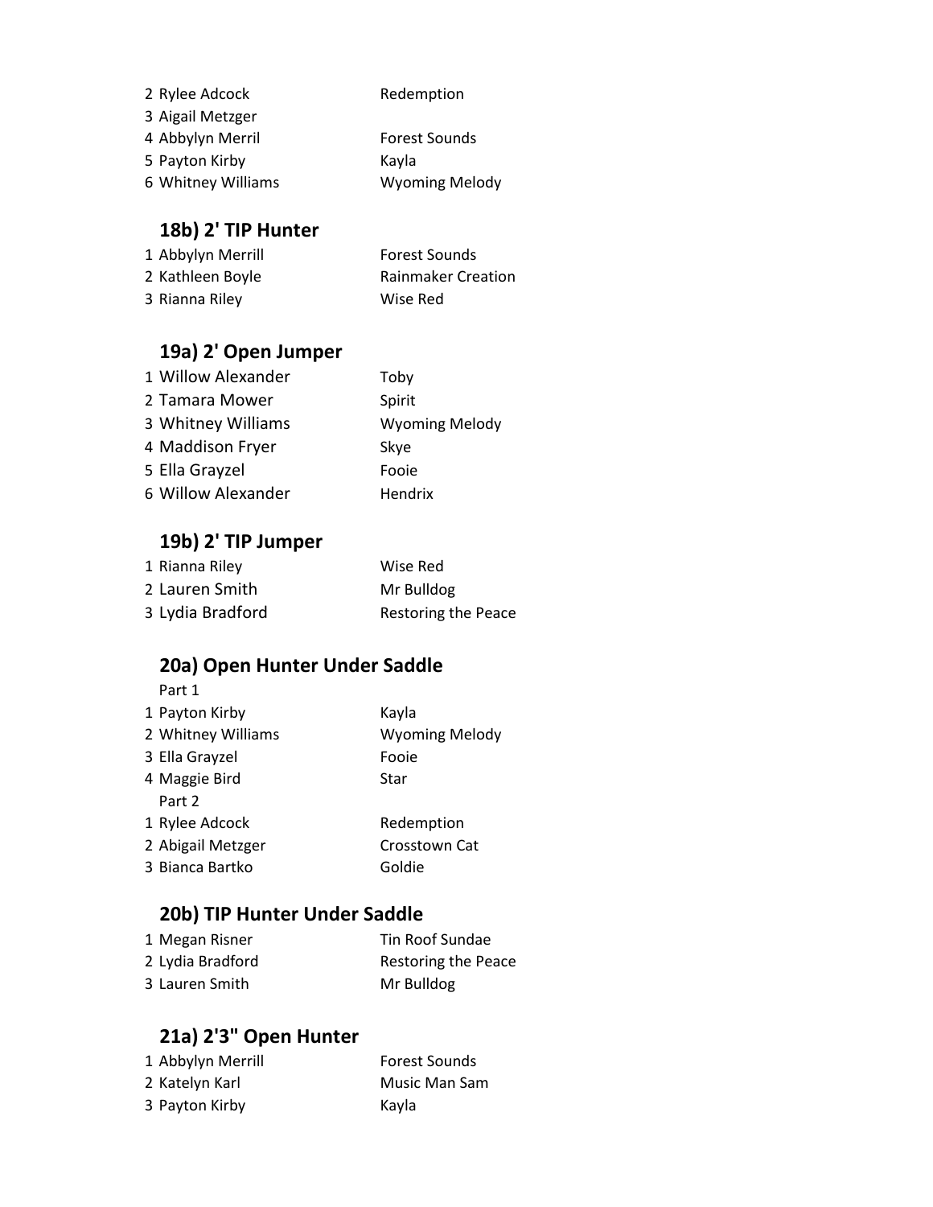2 Rylee Adcock Redemption
3 Aigail Metzger
4 Abbylyn Merril Forest Sounds
5 Payton Kirby Kayla
6 Whitney Williams Wyoming Melody

## 18b) 2' TIP Hunter

1 Abbylyn Merrill Forest Sounds
2 Kathleen Boyle Rainmaker Creation
3 Rianna Riley Wise Red

## 19a) 2' Open Jumper

1 Willow Alexander Toby
2 Tamara Mower Spirit
3 Whitney Williams Wyoming Melody
4 Maddison Fryer Skye
5 Ella Grayzel Fooie
6 Willow Alexander Hendrix

## 19b) 2' TIP Jumper

1 Rianna Riley Wise Red
2 Lauren Smith Mr Bulldog
3 Lydia Bradford Restoring the Peace

## 20a) Open Hunter Under Saddle

Part 1
1 Payton Kirby Kayla
2 Whitney Williams Wyoming Melody
3 Ella Grayzel Fooie
4 Maggie Bird Star
Part 2
1 Rylee Adcock Redemption
2 Abigail Metzger Crosstown Cat
3 Bianca Bartko Goldie

## 20b) TIP Hunter Under Saddle

1 Megan Risner Tin Roof Sundae
2 Lydia Bradford Restoring the Peace
3 Lauren Smith Mr Bulldog

## 21a) 2'3" Open Hunter

1 Abbylyn Merrill Forest Sounds
2 Katelyn Karl Music Man Sam
3 Payton Kirby Kayla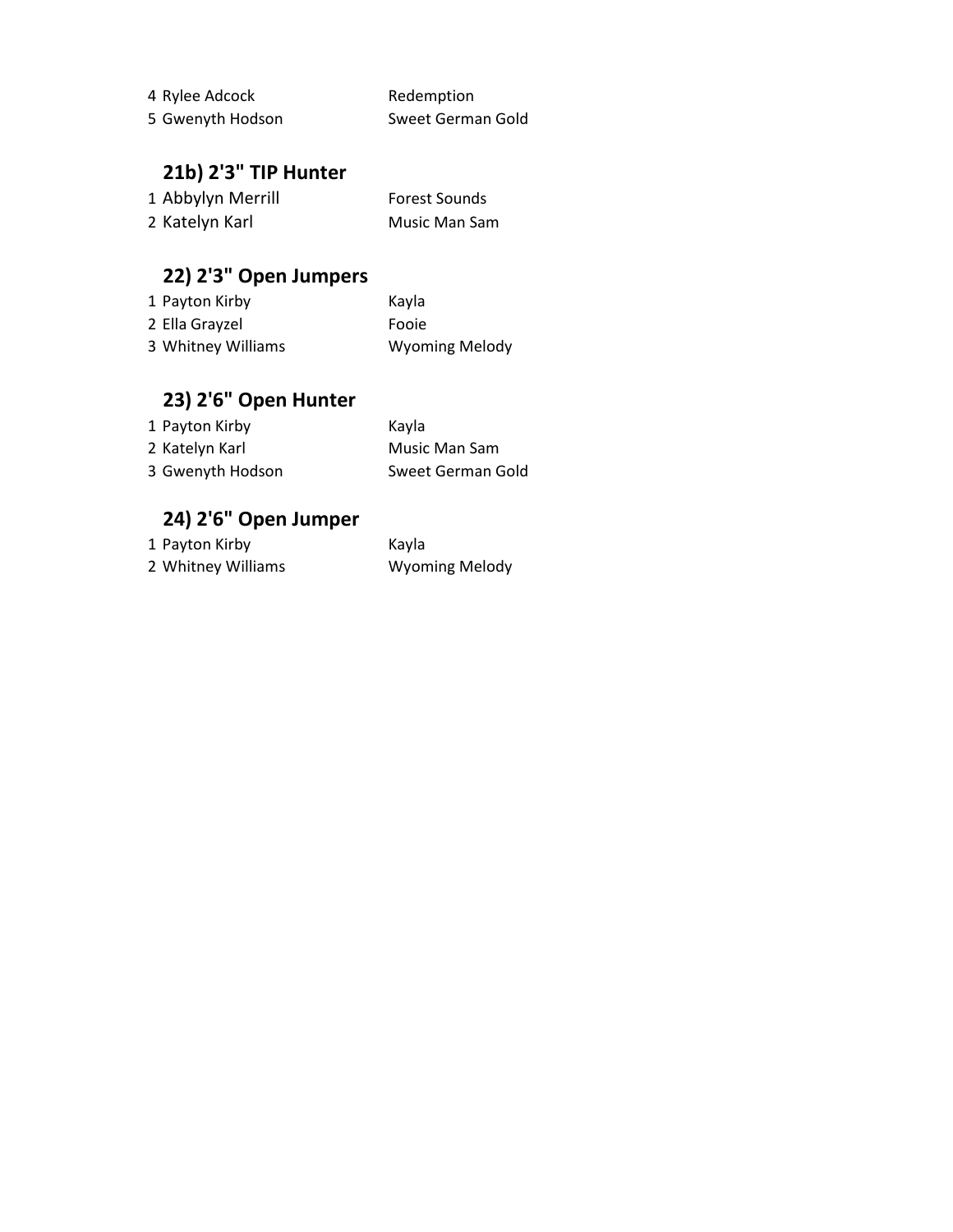| | | |
|---|---|---|
| 4 | Rylee Adcock | Redemption |
| 5 | Gwenyth Hodson | Sweet German Gold |

## 21b) 2'3" TIP Hunter

| | | |
|---|---|---|
| 1 | Abbylyn Merrill | Forest Sounds |
| 2 | Katelyn Karl | Music Man Sam |

## 22) 2'3" Open Jumpers

| | | |
|---|---|---|
| 1 | Payton Kirby | Kayla |
| 2 | Ella Grayzel | Fooie |
| 3 | Whitney Williams | Wyoming Melody |

## 23) 2'6" Open Hunter

| | | |
|---|---|---|
| 1 | Payton Kirby | Kayla |
| 2 | Katelyn Karl | Music Man Sam |
| 3 | Gwenyth Hodson | Sweet German Gold |

## 24) 2'6" Open Jumper

| | | |
|---|---|---|
| 1 | Payton Kirby | Kayla |
| 2 | Whitney Williams | Wyoming Melody |